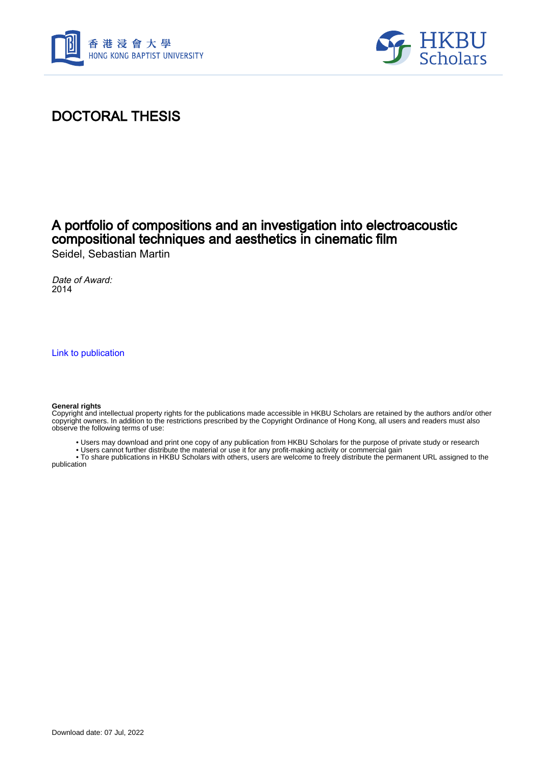# DOCTORAL THESIS

## A portfolio of compositions and an investigation into electroacoustic compositional techniques and aesthetics in cinematic film

Seidel, Sebastian Martin

*Date of Award:*
2014

Link to publication

**General rights**
Copyright and intellectual property rights for the publications made accessible in HKBU Scholars are retained by the authors and/or other copyright owners. In addition to the restrictions prescribed by the Copyright Ordinance of Hong Kong, all users and readers must also observe the following terms of use:

- Users may download and print one copy of any publication from HKBU Scholars for the purpose of private study or research
- Users cannot further distribute the material or use it for any profit-making activity or commercial gain
- To share publications in HKBU Scholars with others, users are welcome to freely distribute the permanent URL assigned to the publication

Download date: 07 Jul, 2022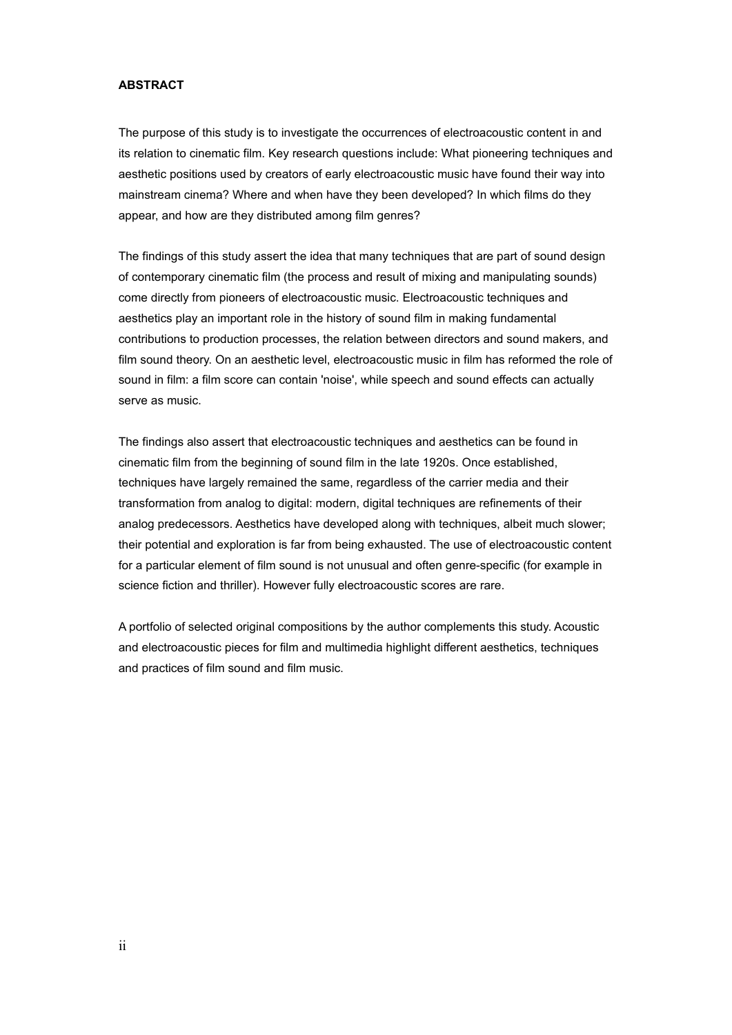**ABSTRACT**

The purpose of this study is to investigate the occurrences of electroacoustic content in and its relation to cinematic film. Key research questions include: What pioneering techniques and aesthetic positions used by creators of early electroacoustic music have found their way into mainstream cinema? Where and when have they been developed? In which films do they appear, and how are they distributed among film genres?

The findings of this study assert the idea that many techniques that are part of sound design of contemporary cinematic film (the process and result of mixing and manipulating sounds) come directly from pioneers of electroacoustic music. Electroacoustic techniques and aesthetics play an important role in the history of sound film in making fundamental contributions to production processes, the relation between directors and sound makers, and film sound theory. On an aesthetic level, electroacoustic music in film has reformed the role of sound in film: a film score can contain 'noise', while speech and sound effects can actually serve as music.

The findings also assert that electroacoustic techniques and aesthetics can be found in cinematic film from the beginning of sound film in the late 1920s. Once established, techniques have largely remained the same, regardless of the carrier media and their transformation from analog to digital: modern, digital techniques are refinements of their analog predecessors. Aesthetics have developed along with techniques, albeit much slower; their potential and exploration is far from being exhausted. The use of electroacoustic content for a particular element of film sound is not unusual and often genre-specific (for example in science fiction and thriller). However fully electroacoustic scores are rare.

A portfolio of selected original compositions by the author complements this study. Acoustic and electroacoustic pieces for film and multimedia highlight different aesthetics, techniques and practices of film sound and film music.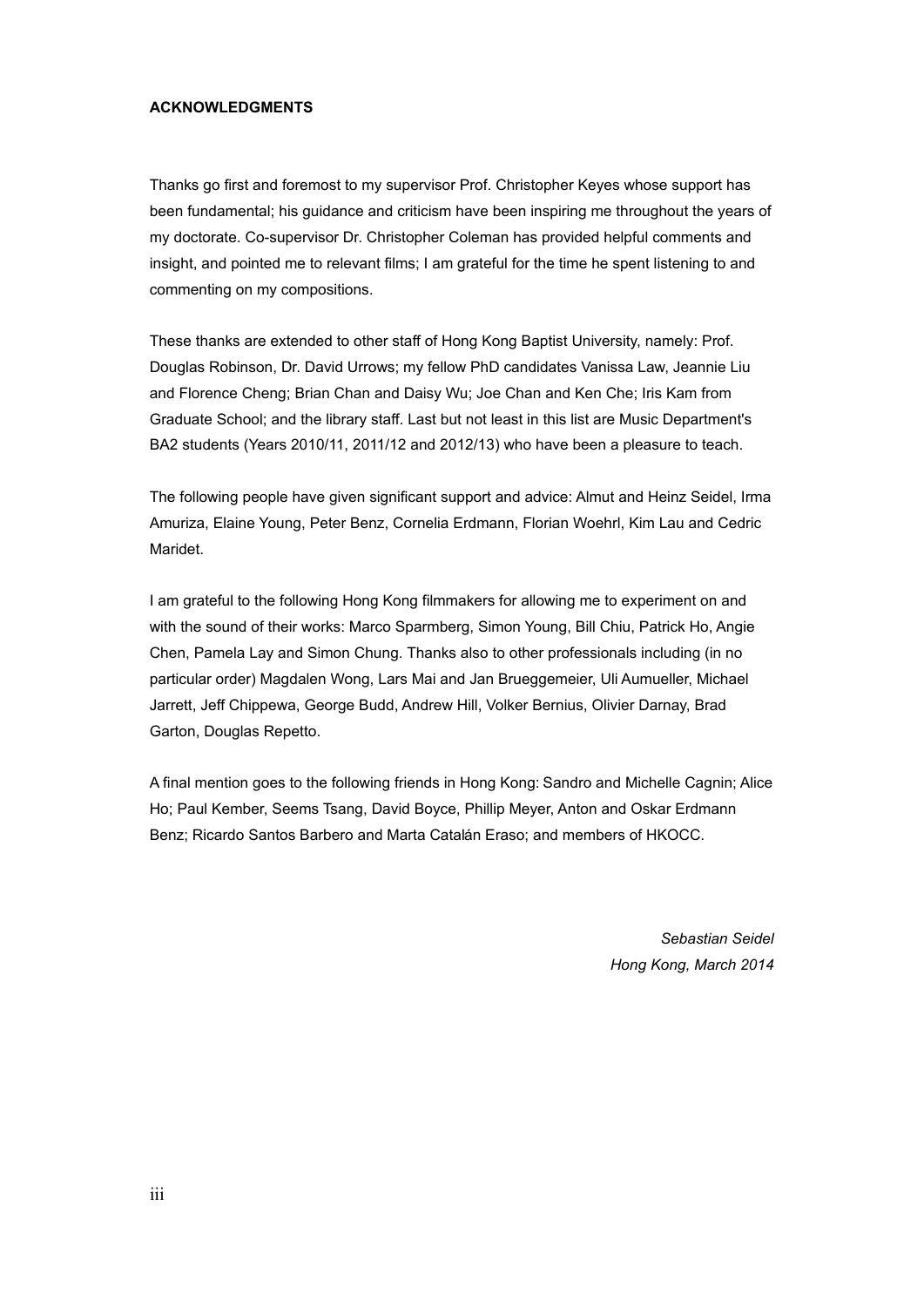# ACKNOWLEDGMENTS

Thanks go first and foremost to my supervisor Prof. Christopher Keyes whose support has been fundamental; his guidance and criticism have been inspiring me throughout the years of my doctorate. Co-supervisor Dr. Christopher Coleman has provided helpful comments and insight, and pointed me to relevant films; I am grateful for the time he spent listening to and commenting on my compositions.

These thanks are extended to other staff of Hong Kong Baptist University, namely: Prof. Douglas Robinson, Dr. David Urrows; my fellow PhD candidates Vanissa Law, Jeannie Liu and Florence Cheng; Brian Chan and Daisy Wu; Joe Chan and Ken Che; Iris Kam from Graduate School; and the library staff. Last but not least in this list are Music Department's BA2 students (Years 2010/11, 2011/12 and 2012/13) who have been a pleasure to teach.

The following people have given significant support and advice: Almut and Heinz Seidel, Irma Amuriza, Elaine Young, Peter Benz, Cornelia Erdmann, Florian Woehrl, Kim Lau and Cedric Maridet.

I am grateful to the following Hong Kong filmmakers for allowing me to experiment on and with the sound of their works: Marco Sparmberg, Simon Young, Bill Chiu, Patrick Ho, Angie Chen, Pamela Lay and Simon Chung. Thanks also to other professionals including (in no particular order) Magdalen Wong, Lars Mai and Jan Brueggemeier, Uli Aumueller, Michael Jarrett, Jeff Chippewa, George Budd, Andrew Hill, Volker Bernius, Olivier Darnay, Brad Garton, Douglas Repetto.

A final mention goes to the following friends in Hong Kong: Sandro and Michelle Cagnin; Alice Ho; Paul Kember, Seems Tsang, David Boyce, Phillip Meyer, Anton and Oskar Erdmann Benz; Ricardo Santos Barbero and Marta Catalán Eraso; and members of HKOCC.

*Sebastian Seidel*
*Hong Kong, March 2014*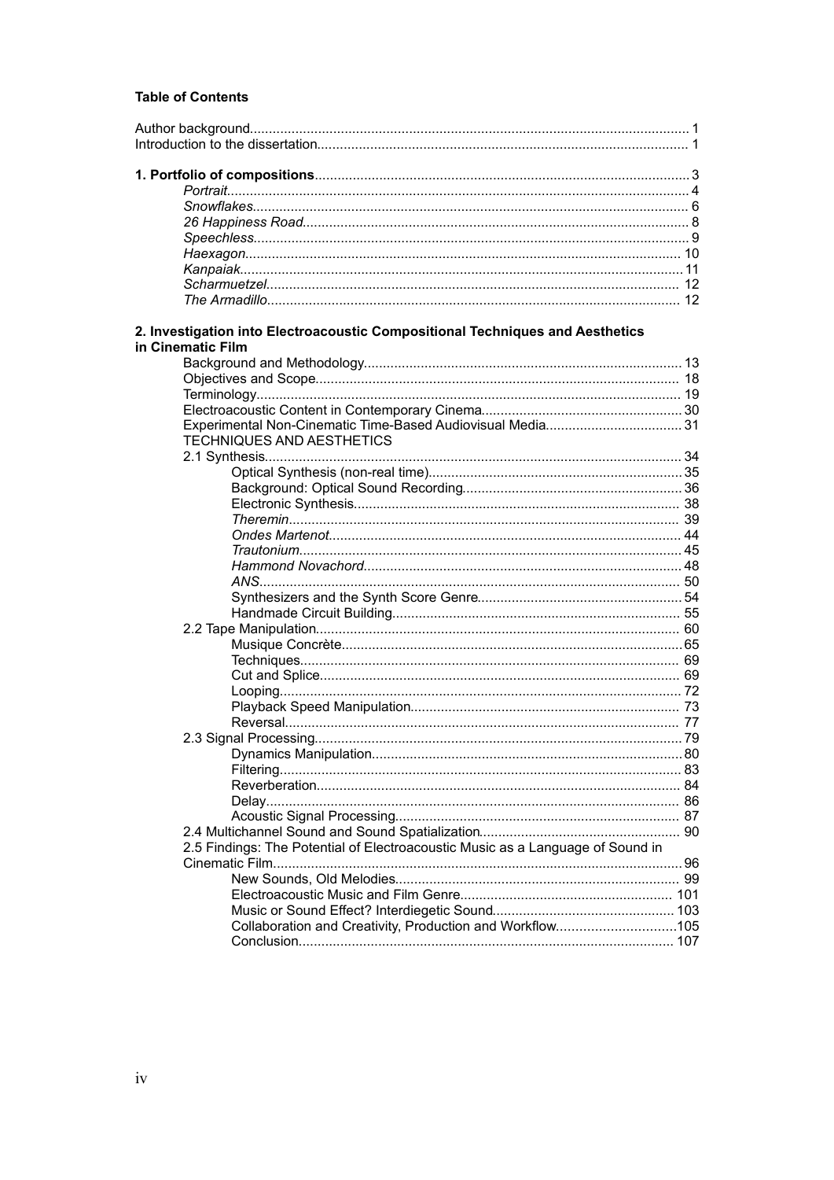**Table of Contents**

Author background.................................................................................................................. 1
Introduction to the dissertation................................................................................................ 1

**1. Portfolio of compositions**................................................................................................. 3
- *Portrait*........................................................................................................................ 4
- *Snowflakes*.................................................................................................................. 6
- *26 Happiness Road*.................................................................................................... 8
- *Speechless*.................................................................................................................. 9
- *Haexagon*.................................................................................................................. 10
- *Kanpaiak*................................................................................................................... 11
- *Scharmuetzel*............................................................................................................ 12
- *The Armadillo*............................................................................................................ 12

**2. Investigation into Electroacoustic Compositional Techniques and Aesthetics in Cinematic Film**
- Background and Methodology................................................................................... 13
- Objectives and Scope............................................................................................... 18
- Terminology.............................................................................................................. 19
- Electroacoustic Content in Contemporary Cinema.................................................... 30
- Experimental Non-Cinematic Time-Based Audiovisual Media.................................... 31
- TECHNIQUES AND AESTHETICS
- 2.1 Synthesis............................................................................................................. 34
  - Optical Synthesis (non-real time).................................................................. 35
  - Background: Optical Sound Recording.......................................................... 36
  - Electronic Synthesis..................................................................................... 38
  - *Theremin*..................................................................................................... 39
  - *Ondes Martenot*............................................................................................ 44
  - *Trautonium*.................................................................................................... 45
  - *Hammond Novachord*.................................................................................... 48
  - *ANS*.............................................................................................................. 50
  - Synthesizers and the Synth Score Genre...................................................... 54
  - Handmade Circuit Building........................................................................... 55
- 2.2 Tape Manipulation............................................................................................... 60
  - Musique Concrète......................................................................................... 65
  - Techniques................................................................................................... 69
  - Cut and Splice.............................................................................................. 69
  - Looping......................................................................................................... 72
  - Playback Speed Manipulation...................................................................... 73
  - Reversal....................................................................................................... 77
- 2.3 Signal Processing................................................................................................ 79
  - Dynamics Manipulation................................................................................. 80
  - Filtering......................................................................................................... 83
  - Reverberation............................................................................................... 84
  - Delay............................................................................................................ 86
  - Acoustic Signal Processing.......................................................................... 87
- 2.4 Multichannel Sound and Sound Spatialization.................................................... 90
- 2.5 Findings: The Potential of Electroacoustic Music as a Language of Sound in Cinematic Film........................................................................................................... 96
  - New Sounds, Old Melodies.......................................................................... 99
  - Electroacoustic Music and Film Genre........................................................ 101
  - Music or Sound Effect? Interdiegetic Sound................................................ 103
  - Collaboration and Creativity, Production and Workflow...............................105
  - Conclusion.................................................................................................. 107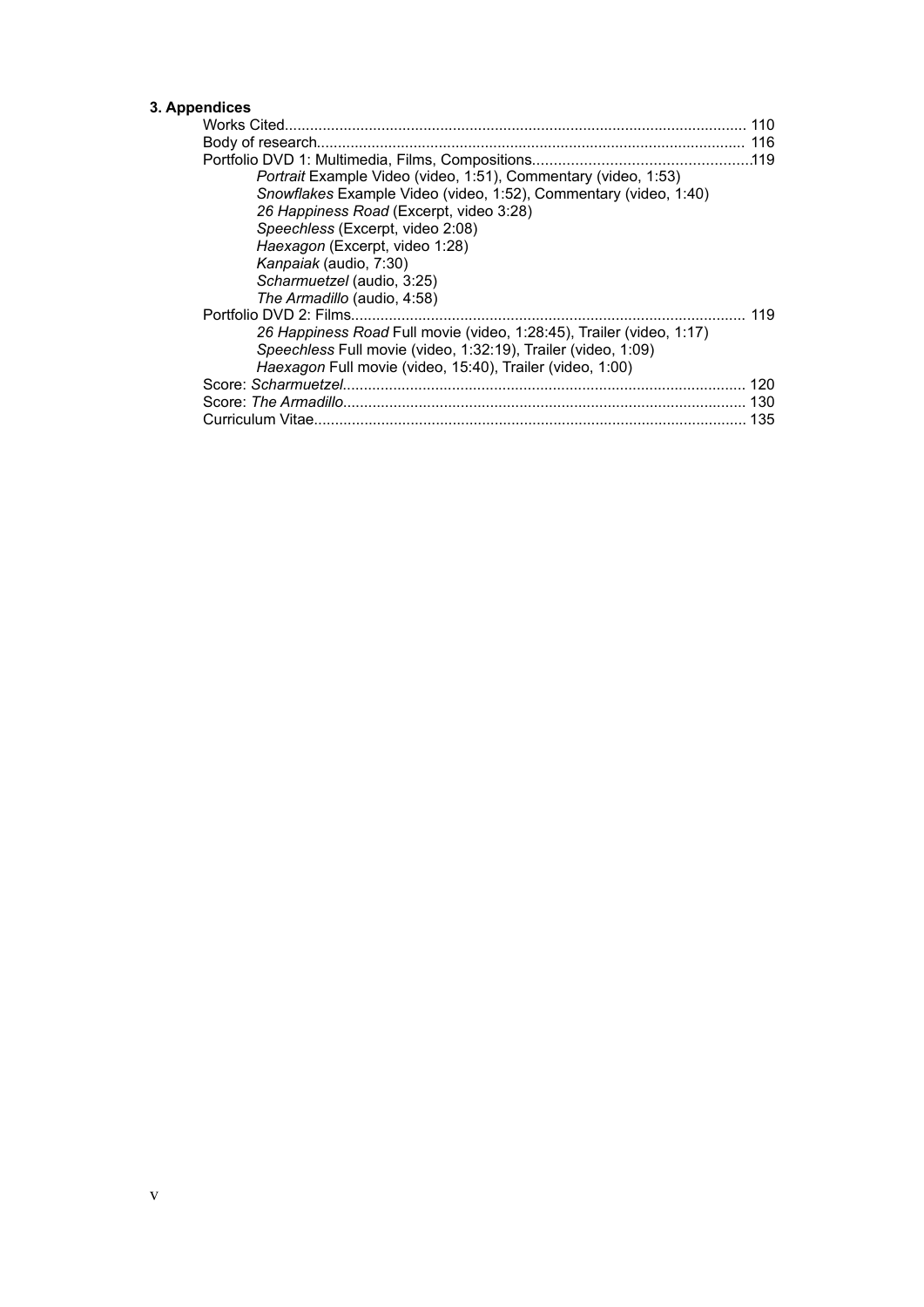**3. Appendices**

Works Cited........................................................................................................ 110
Body of research.................................................................................................. 116
Portfolio DVD 1: Multimedia, Films, Compositions..............................................119
*Portrait* Example Video (video, 1:51), Commentary (video, 1:53)
*Snowflakes* Example Video (video, 1:52), Commentary (video, 1:40)
*26 Happiness Road* (Excerpt, video 3:28)
*Speechless* (Excerpt, video 2:08)
*Haexagon* (Excerpt, video 1:28)
*Kanpaiak* (audio, 7:30)
*Scharmuetzel* (audio, 3:25)
*The Armadillo* (audio, 4:58)
Portfolio DVD 2: Films......................................................................................... 119
*26 Happiness Road* Full movie (video, 1:28:45), Trailer (video, 1:17)
*Speechless* Full movie (video, 1:32:19), Trailer (video, 1:09)
*Haexagon* Full movie (video, 15:40), Trailer (video, 1:00)
Score: *Scharmuetzel*............................................................................................ 120
Score: *The Armadillo*........................................................................................... 130
Curriculum Vitae.................................................................................................. 135